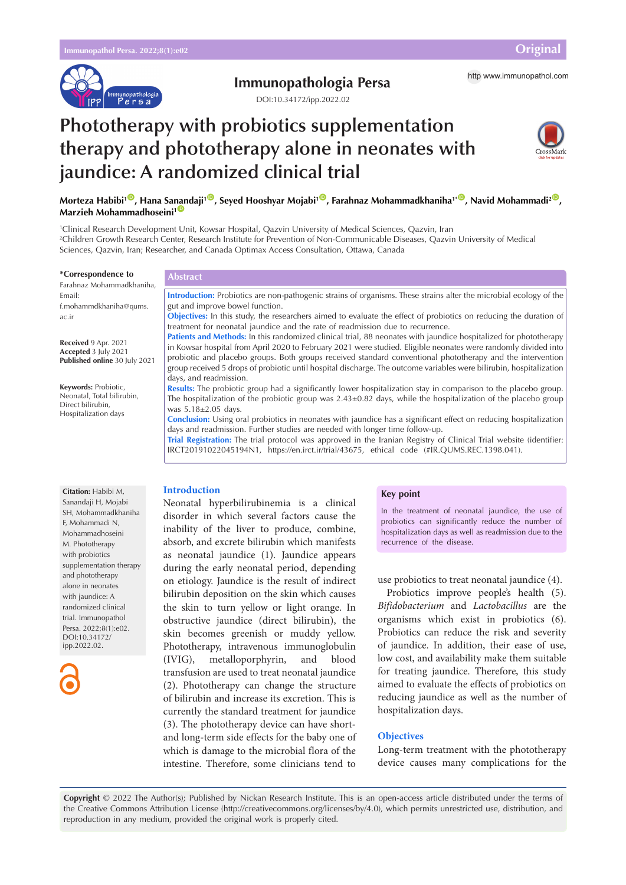# Phototherapy with probiotics supplementation therapy and phototherapy alone in neonates with jaundice: A randomized clinical trial

Immunopathologia Persa

DOI:10.34172/ipp.2022.02

**Morteza Habibi**[1], **Hana Sanandaji**[1], **Seyed Hooshyar Mojabi**[1], **Farahnaz Mohammadkhaniha**[1*], **Navid Mohammadi**[2], **Marzieh Mohammadhoseini**[1]

[1]Clinical Research Development Unit, Kowsar Hospital, Qazvin University of Medical Sciences, Qazvin, Iran
[2]Children Growth Research Center, Research Institute for Prevention of Non-Communicable Diseases, Qazvin University of Medical Sciences, Qazvin, Iran; Researcher, and Canada Optimax Access Consultation, Ottawa, Canada

**\*Correspondence to**
Farahnaz Mohammadkhaniha,
Email: f.mohammdkhaniha@qums.ac.ir

**Received** 9 Apr. 2021
**Accepted** 3 July 2021
**Published online** 30 July 2021

**Keywords:** Probiotic, Neonatal, Total bilirubin, Direct bilirubin, Hospitalization days

## Abstract

**Introduction:** Probiotics are non-pathogenic strains of organisms. These strains alter the microbial ecology of the gut and improve bowel function.

**Objectives:** In this study, the researchers aimed to evaluate the effect of probiotics on reducing the duration of treatment for neonatal jaundice and the rate of readmission due to recurrence.

**Patients and Methods:** In this randomized clinical trial, 88 neonates with jaundice hospitalized for phototherapy in Kowsar hospital from April 2020 to February 2021 were studied. Eligible neonates were randomly divided into probiotic and placebo groups. Both groups received standard conventional phototherapy and the intervention group received 5 drops of probiotic until hospital discharge. The outcome variables were bilirubin, hospitalization days, and readmission.

**Results:** The probiotic group had a significantly lower hospitalization stay in comparison to the placebo group. The hospitalization of the probiotic group was 2.43±0.82 days, while the hospitalization of the placebo group was 5.18±2.05 days.

**Conclusion:** Using oral probiotics in neonates with jaundice has a significant effect on reducing hospitalization days and readmission. Further studies are needed with longer time follow-up.

**Trial Registration:** The trial protocol was approved in the Iranian Registry of Clinical Trial website (identifier: IRCT20191022045194N1, https://en.irct.ir/trial/43675, ethical code (#IR.QUMS.REC.1398.041).

**Citation:** Habibi M, Sanandaji H, Mojabi SH, Mohammadkhaniha F, Mohammadi N, Mohammadhoseini M. Phototherapy with probiotics supplementation therapy and phototherapy alone in neonates with jaundice: A randomized clinical trial. Immunopathol Persa. 2022;8(1):e02. DOI:10.34172/ipp.2022.02.

## Introduction

Neonatal hyperbilirubinemia is a clinical disorder in which several factors cause the inability of the liver to produce, combine, absorb, and excrete bilirubin which manifests as neonatal jaundice (1). Jaundice appears during the early neonatal period, depending on etiology. Jaundice is the result of indirect bilirubin deposition on the skin which causes the skin to turn yellow or light orange. In obstructive jaundice (direct bilirubin), the skin becomes greenish or muddy yellow. Phototherapy, intravenous immunoglobulin (IVIG), metalloporphyrin, and blood transfusion are used to treat neonatal jaundice (2). Phototherapy can change the structure of bilirubin and increase its excretion. This is currently the standard treatment for jaundice (3). The phototherapy device can have short- and long-term side effects for the baby one of which is damage to the microbial flora of the intestine. Therefore, some clinicians tend to use probiotics to treat neonatal jaundice (4).

Probiotics improve people's health (5). *Bifidobacterium* and *Lactobacillus* are the organisms which exist in probiotics (6). Probiotics can reduce the risk and severity of jaundice. In addition, their ease of use, low cost, and availability make them suitable for treating jaundice. Therefore, this study aimed to evaluate the effects of probiotics on reducing jaundice as well as the number of hospitalization days.

**Key point**

In the treatment of neonatal jaundice, the use of probiotics can significantly reduce the number of hospitalization days as well as readmission due to the recurrence of the disease.

## Objectives

Long-term treatment with the phototherapy device causes many complications for the

**Copyright** © 2022 The Author(s); Published by Nickan Research Institute. This is an open-access article distributed under the terms of the Creative Commons Attribution License (http://creativecommons.org/licenses/by/4.0), which permits unrestricted use, distribution, and reproduction in any medium, provided the original work is properly cited.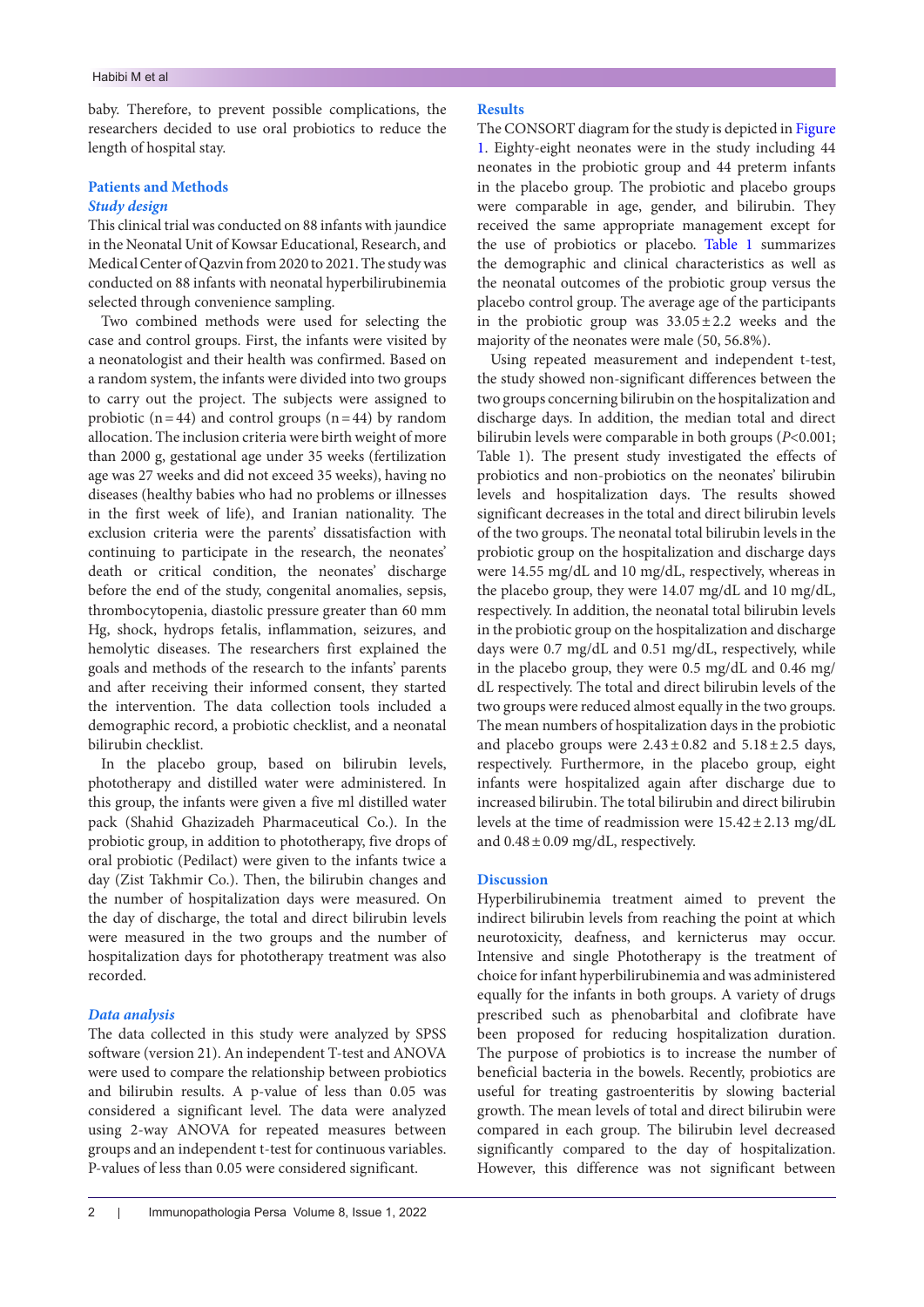baby. Therefore, to prevent possible complications, the researchers decided to use oral probiotics to reduce the length of hospital stay.

## Patients and Methods

### *Study design*

This clinical trial was conducted on 88 infants with jaundice in the Neonatal Unit of Kowsar Educational, Research, and Medical Center of Qazvin from 2020 to 2021. The study was conducted on 88 infants with neonatal hyperbilirubinemia selected through convenience sampling.

Two combined methods were used for selecting the case and control groups. First, the infants were visited by a neonatologist and their health was confirmed. Based on a random system, the infants were divided into two groups to carry out the project. The subjects were assigned to probiotic (n = 44) and control groups (n = 44) by random allocation. The inclusion criteria were birth weight of more than 2000 g, gestational age under 35 weeks (fertilization age was 27 weeks and did not exceed 35 weeks), having no diseases (healthy babies who had no problems or illnesses in the first week of life), and Iranian nationality. The exclusion criteria were the parents' dissatisfaction with continuing to participate in the research, the neonates' death or critical condition, the neonates' discharge before the end of the study, congenital anomalies, sepsis, thrombocytopenia, diastolic pressure greater than 60 mm Hg, shock, hydrops fetalis, inflammation, seizures, and hemolytic diseases. The researchers first explained the goals and methods of the research to the infants' parents and after receiving their informed consent, they started the intervention. The data collection tools included a demographic record, a probiotic checklist, and a neonatal bilirubin checklist.

In the placebo group, based on bilirubin levels, phototherapy and distilled water were administered. In this group, the infants were given a five ml distilled water pack (Shahid Ghazizadeh Pharmaceutical Co.). In the probiotic group, in addition to phototherapy, five drops of oral probiotic (Pedilact) were given to the infants twice a day (Zist Takhmir Co.). Then, the bilirubin changes and the number of hospitalization days were measured. On the day of discharge, the total and direct bilirubin levels were measured in the two groups and the number of hospitalization days for phototherapy treatment was also recorded.

### *Data analysis*

The data collected in this study were analyzed by SPSS software (version 21). An independent T-test and ANOVA were used to compare the relationship between probiotics and bilirubin results. A p-value of less than 0.05 was considered a significant level. The data were analyzed using 2-way ANOVA for repeated measures between groups and an independent t-test for continuous variables. P-values of less than 0.05 were considered significant.

## Results

The CONSORT diagram for the study is depicted in Figure 1. Eighty-eight neonates were in the study including 44 neonates in the probiotic group and 44 preterm infants in the placebo group. The probiotic and placebo groups were comparable in age, gender, and bilirubin. They received the same appropriate management except for the use of probiotics or placebo. Table 1 summarizes the demographic and clinical characteristics as well as the neonatal outcomes of the probiotic group versus the placebo control group. The average age of the participants in the probiotic group was 33.05 ± 2.2 weeks and the majority of the neonates were male (50, 56.8%).

Using repeated measurement and independent t-test, the study showed non-significant differences between the two groups concerning bilirubin on the hospitalization and discharge days. In addition, the median total and direct bilirubin levels were comparable in both groups ($P<0.001$; Table 1). The present study investigated the effects of probiotics and non-probiotics on the neonates' bilirubin levels and hospitalization days. The results showed significant decreases in the total and direct bilirubin levels of the two groups. The neonatal total bilirubin levels in the probiotic group on the hospitalization and discharge days were 14.55 mg/dL and 10 mg/dL, respectively, whereas in the placebo group, they were 14.07 mg/dL and 10 mg/dL, respectively. In addition, the neonatal total bilirubin levels in the probiotic group on the hospitalization and discharge days were 0.7 mg/dL and 0.51 mg/dL, respectively, while in the placebo group, they were 0.5 mg/dL and 0.46 mg/dL respectively. The total and direct bilirubin levels of the two groups were reduced almost equally in the two groups. The mean numbers of hospitalization days in the probiotic and placebo groups were 2.43 ± 0.82 and 5.18 ± 2.5 days, respectively. Furthermore, in the placebo group, eight infants were hospitalized again after discharge due to increased bilirubin. The total bilirubin and direct bilirubin levels at the time of readmission were 15.42 ± 2.13 mg/dL and 0.48 ± 0.09 mg/dL, respectively.

## Discussion

Hyperbilirubinemia treatment aimed to prevent the indirect bilirubin levels from reaching the point at which neurotoxicity, deafness, and kernicterus may occur. Intensive and single Phototherapy is the treatment of choice for infant hyperbilirubinemia and was administered equally for the infants in both groups. A variety of drugs prescribed such as phenobarbital and clofibrate have been proposed for reducing hospitalization duration. The purpose of probiotics is to increase the number of beneficial bacteria in the bowels. Recently, probiotics are useful for treating gastroenteritis by slowing bacterial growth. The mean levels of total and direct bilirubin were compared in each group. The bilirubin level decreased significantly compared to the day of hospitalization. However, this difference was not significant between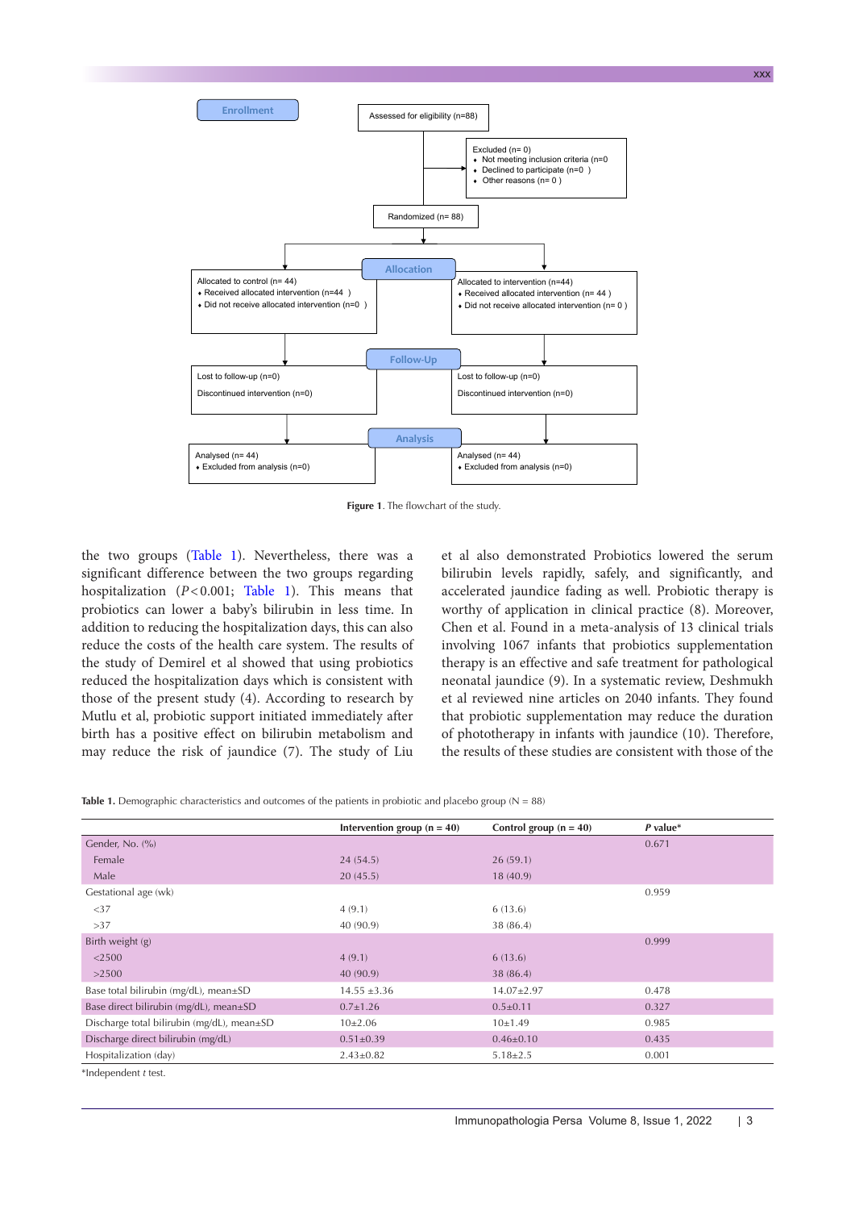Enrollment

Assessed for eligibility (n=88)

Excluded (n= 0)
- Not meeting inclusion criteria (n=0
- Declined to participate (n=0 )
- Other reasons (n= 0 )

Randomized (n= 88)

Allocation

Allocated to control (n= 44)
- Received allocated intervention (n=44 )
- Did not receive allocated intervention (n=0 )

Allocated to intervention (n=44)
- Received allocated intervention (n= 44 )
- Did not receive allocated intervention (n= 0 )

Follow-Up

Lost to follow-up (n=0)

Discontinued intervention (n=0)

Lost to follow-up (n=0)

Discontinued intervention (n=0)

Analysis

Analysed (n= 44)
- Excluded from analysis (n=0)

Analysed (n= 44)
- Excluded from analysis (n=0)

**Figure 1**. The flowchart of the study.

the two groups (Table 1). Nevertheless, there was a significant difference between the two groups regarding hospitalization ($P<0.001$; Table 1). This means that probiotics can lower a baby's bilirubin in less time. In addition to reducing the hospitalization days, this can also reduce the costs of the health care system. The results of the study of Demirel et al showed that using probiotics reduced the hospitalization days which is consistent with those of the present study (4). According to research by Mutlu et al, probiotic support initiated immediately after birth has a positive effect on bilirubin metabolism and may reduce the risk of jaundice (7). The study of Liu et al also demonstrated Probiotics lowered the serum bilirubin levels rapidly, safely, and significantly, and accelerated jaundice fading as well. Probiotic therapy is worthy of application in clinical practice (8). Moreover, Chen et al. Found in a meta-analysis of 13 clinical trials involving 1067 infants that probiotics supplementation therapy is an effective and safe treatment for pathological neonatal jaundice (9). In a systematic review, Deshmukh et al reviewed nine articles on 2040 infants. They found that probiotic supplementation may reduce the duration of phototherapy in infants with jaundice (10). Therefore, the results of these studies are consistent with those of the

**Table 1.** Demographic characteristics and outcomes of the patients in probiotic and placebo group (N = 88)

| | Intervention group (n = 40) | Control group (n = 40) | *P* value* |
|---|---|---|---|
| Gender, No. (%) | | | 0.671 |
| Female | 24 (54.5) | 26 (59.1) | |
| Male | 20 (45.5) | 18 (40.9) | |
| Gestational age (wk) | | | 0.959 |
| <37 | 4 (9.1) | 6 (13.6) | |
| >37 | 40 (90.9) | 38 (86.4) | |
| Birth weight (g) | | | 0.999 |
| <2500 | 4 (9.1) | 6 (13.6) | |
| >2500 | 40 (90.9) | 38 (86.4) | |
| Base total bilirubin (mg/dL), mean±SD | 14.55 ±3.36 | 14.07±2.97 | 0.478 |
| Base direct bilirubin (mg/dL), mean±SD | 0.7±1.26 | 0.5±0.11 | 0.327 |
| Discharge total bilirubin (mg/dL), mean±SD | 10±2.06 | 10±1.49 | 0.985 |
| Discharge direct bilirubin (mg/dL) | 0.51±0.39 | 0.46±0.10 | 0.435 |
| Hospitalization (day) | 2.43±0.82 | 5.18±2.5 | 0.001 |

*Independent *t* test.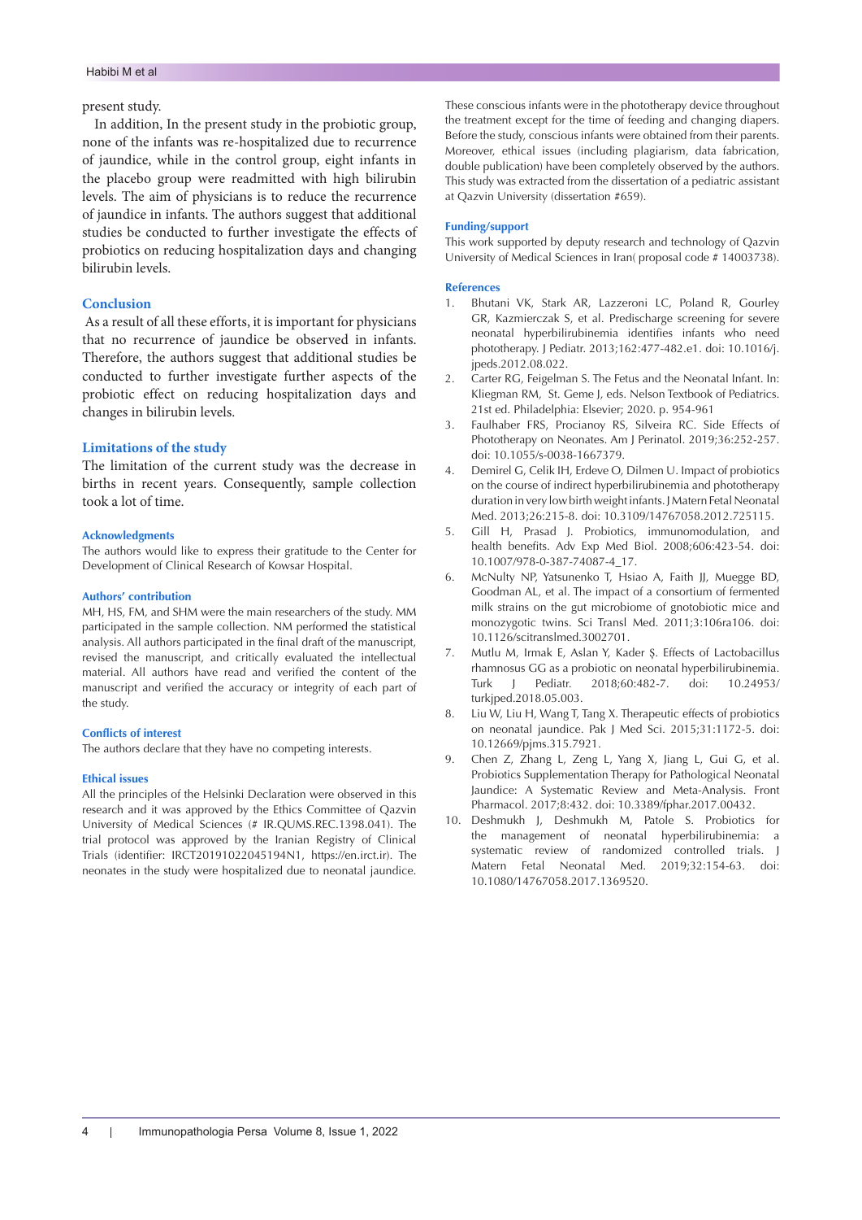present study.

In addition, In the present study in the probiotic group, none of the infants was re-hospitalized due to recurrence of jaundice, while in the control group, eight infants in the placebo group were readmitted with high bilirubin levels. The aim of physicians is to reduce the recurrence of jaundice in infants. The authors suggest that additional studies be conducted to further investigate the effects of probiotics on reducing hospitalization days and changing bilirubin levels.

## Conclusion

As a result of all these efforts, it is important for physicians that no recurrence of jaundice be observed in infants. Therefore, the authors suggest that additional studies be conducted to further investigate further aspects of the probiotic effect on reducing hospitalization days and changes in bilirubin levels.

## Limitations of the study

The limitation of the current study was the decrease in births in recent years. Consequently, sample collection took a lot of time.

### Acknowledgments

The authors would like to express their gratitude to the Center for Development of Clinical Research of Kowsar Hospital.

### Authors' contribution

MH, HS, FM, and SHM were the main researchers of the study. MM participated in the sample collection. NM performed the statistical analysis. All authors participated in the final draft of the manuscript, revised the manuscript, and critically evaluated the intellectual material. All authors have read and verified the content of the manuscript and verified the accuracy or integrity of each part of the study.

### Conflicts of interest

The authors declare that they have no competing interests.

### Ethical issues

All the principles of the Helsinki Declaration were observed in this research and it was approved by the Ethics Committee of Qazvin University of Medical Sciences (# IR.QUMS.REC.1398.041). The trial protocol was approved by the Iranian Registry of Clinical Trials (identifier: IRCT20191022045194N1, https://en.irct.ir). The neonates in the study were hospitalized due to neonatal jaundice. These conscious infants were in the phototherapy device throughout the treatment except for the time of feeding and changing diapers. Before the study, conscious infants were obtained from their parents. Moreover, ethical issues (including plagiarism, data fabrication, double publication) have been completely observed by the authors. This study was extracted from the dissertation of a pediatric assistant at Qazvin University (dissertation #659).

### Funding/support

This work supported by deputy research and technology of Qazvin University of Medical Sciences in Iran( proposal code # 14003738).

### References

1. Bhutani VK, Stark AR, Lazzeroni LC, Poland R, Gourley GR, Kazmierczak S, et al. Predischarge screening for severe neonatal hyperbilirubinemia identifies infants who need phototherapy. J Pediatr. 2013;162:477-482.e1. doi: 10.1016/j.jpeds.2012.08.022.
2. Carter RG, Feigelman S. The Fetus and the Neonatal Infant. In: Kliegman RM, St. Geme J, eds. Nelson Textbook of Pediatrics. 21st ed. Philadelphia: Elsevier; 2020. p. 954-961
3. Faulhaber FRS, Procianoy RS, Silveira RC. Side Effects of Phototherapy on Neonates. Am J Perinatol. 2019;36:252-257. doi: 10.1055/s-0038-1667379.
4. Demirel G, Celik IH, Erdeve O, Dilmen U. Impact of probiotics on the course of indirect hyperbilirubinemia and phototherapy duration in very low birth weight infants. J Matern Fetal Neonatal Med. 2013;26:215-8. doi: 10.3109/14767058.2012.725115.
5. Gill H, Prasad J. Probiotics, immunomodulation, and health benefits. Adv Exp Med Biol. 2008;606:423-54. doi: 10.1007/978-0-387-74087-4_17.
6. McNulty NP, Yatsunenko T, Hsiao A, Faith JJ, Muegge BD, Goodman AL, et al. The impact of a consortium of fermented milk strains on the gut microbiome of gnotobiotic mice and monozygotic twins. Sci Transl Med. 2011;3:106ra106. doi: 10.1126/scitranslmed.3002701.
7. Mutlu M, Irmak E, Aslan Y, Kader Ş. Effects of Lactobacillus rhamnosus GG as a probiotic on neonatal hyperbilirubinemia. Turk J Pediatr. 2018;60:482-7. doi: 10.24953/turkjped.2018.05.003.
8. Liu W, Liu H, Wang T, Tang X. Therapeutic effects of probiotics on neonatal jaundice. Pak J Med Sci. 2015;31:1172-5. doi: 10.12669/pjms.315.7921.
9. Chen Z, Zhang L, Zeng L, Yang X, Jiang L, Gui G, et al. Probiotics Supplementation Therapy for Pathological Neonatal Jaundice: A Systematic Review and Meta-Analysis. Front Pharmacol. 2017;8:432. doi: 10.3389/fphar.2017.00432.
10. Deshmukh J, Deshmukh M, Patole S. Probiotics for the management of neonatal hyperbilirubinemia: a systematic review of randomized controlled trials. J Matern Fetal Neonatal Med. 2019;32:154-63. doi: 10.1080/14767058.2017.1369520.